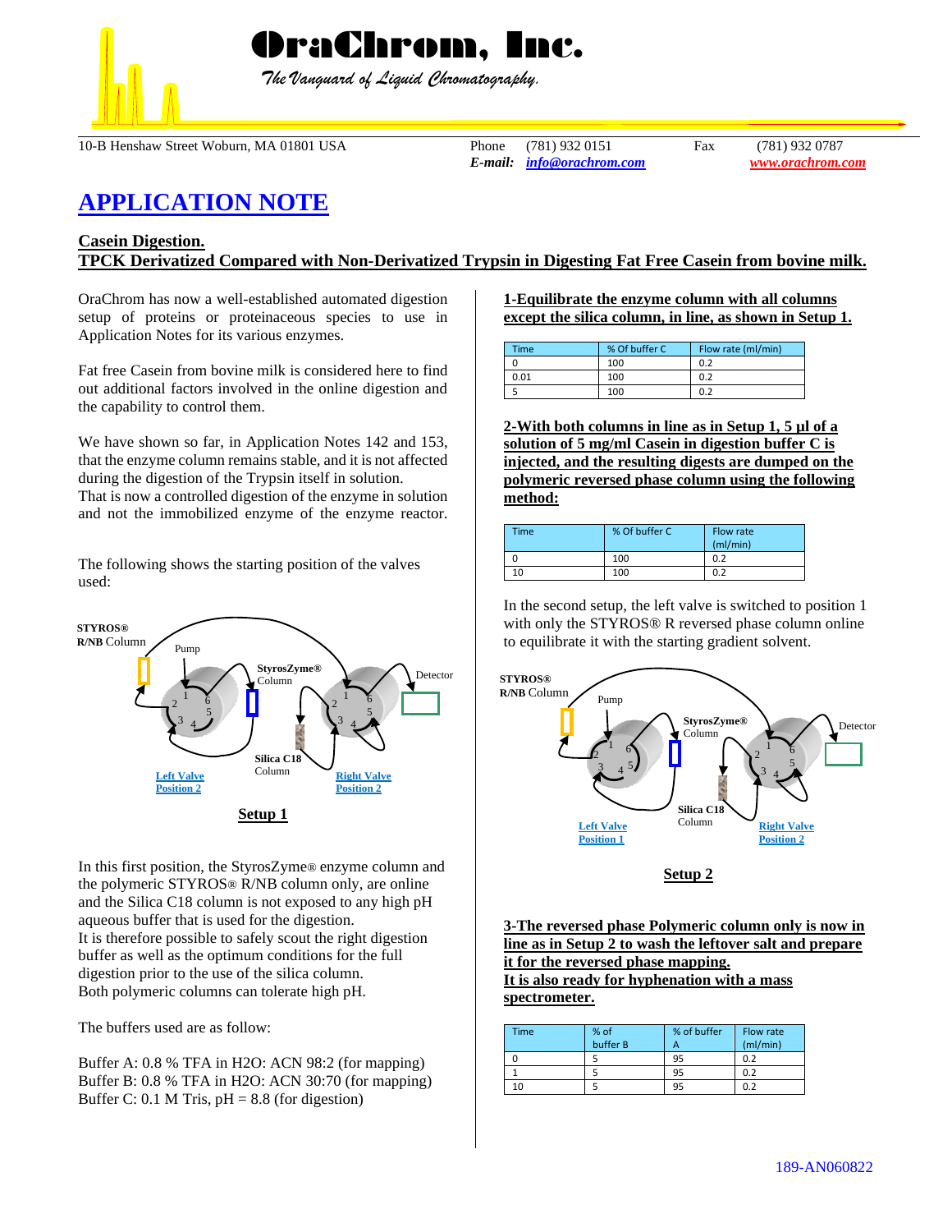# OraChrom, Inc.

*The Vanguard of Liquid Chromatography.*

10-B Henshaw Street Woburn, MA 01801 USA Phone (781) 932 0151 Fax (781) 932 0787
*E-mail:* info@orachrom.com www.orachrom.com

# APPLICATION NOTE

## Casein Digestion.
## TPCK Derivatized Compared with Non-Derivatized Trypsin in Digesting Fat Free Casein from bovine milk.

OraChrom has now a well-established automated digestion setup of proteins or proteinaceous species to use in Application Notes for its various enzymes.

Fat free Casein from bovine milk is considered here to find out additional factors involved in the online digestion and the capability to control them.

We have shown so far, in Application Notes 142 and 153, that the enzyme column remains stable, and it is not affected during the digestion of the Trypsin itself in solution.
That is now a controlled digestion of the enzyme in solution and not the immobilized enzyme of the enzyme reactor.

The following shows the starting position of the valves used:

STYROS® R/NB Column — Pump — StyrosZyme® Column — Detector — Silica C18 Column — Left Valve Position 2 — Right Valve Position 2

**Setup 1**

In this first position, the StyrosZyme® enzyme column and the polymeric STYROS® R/NB column only, are online and the Silica C18 column is not exposed to any high pH aqueous buffer that is used for the digestion.
It is therefore possible to safely scout the right digestion buffer as well as the optimum conditions for the full digestion prior to the use of the silica column.
Both polymeric columns can tolerate high pH.

The buffers used are as follow:

Buffer A: 0.8 % TFA in $H_2O$: ACN 98:2 (for mapping)
Buffer B: 0.8 % TFA in $H_2O$: ACN 30:70 (for mapping)
Buffer C: 0.1 M Tris, pH = 8.8 (for digestion)

**1-Equilibrate the enzyme column with all columns except the silica column, in line, as shown in Setup 1.**

| Time | % Of buffer C | Flow rate (ml/min) |
|---|---|---|
| 0 | 100 | 0.2 |
| 0.01 | 100 | 0.2 |
| 5 | 100 | 0.2 |

**2-With both columns in line as in Setup 1, 5 µl of a solution of 5 mg/ml Casein in digestion buffer C is injected, and the resulting digests are dumped on the polymeric reversed phase column using the following method:**

| Time | % Of buffer C | Flow rate (ml/min) |
|---|---|---|
| 0 | 100 | 0.2 |
| 10 | 100 | 0.2 |

In the second setup, the left valve is switched to position 1 with only the STYROS® R reversed phase column online to equilibrate it with the starting gradient solvent.

STYROS® R/NB Column — Pump — StyrosZyme® Column — Detector — Silica C18 Column — Left Valve Position 1 — Right Valve Position 2

**Setup 2**

**3-The reversed phase Polymeric column only is now in line as in Setup 2 to wash the leftover salt and prepare it for the reversed phase mapping.**
**It is also ready for hyphenation with a mass spectrometer.**

| Time | % of buffer B | % of buffer A | Flow rate (ml/min) |
|---|---|---|---|
| 0 | 5 | 95 | 0.2 |
| 1 | 5 | 95 | 0.2 |
| 10 | 5 | 95 | 0.2 |

189-AN060822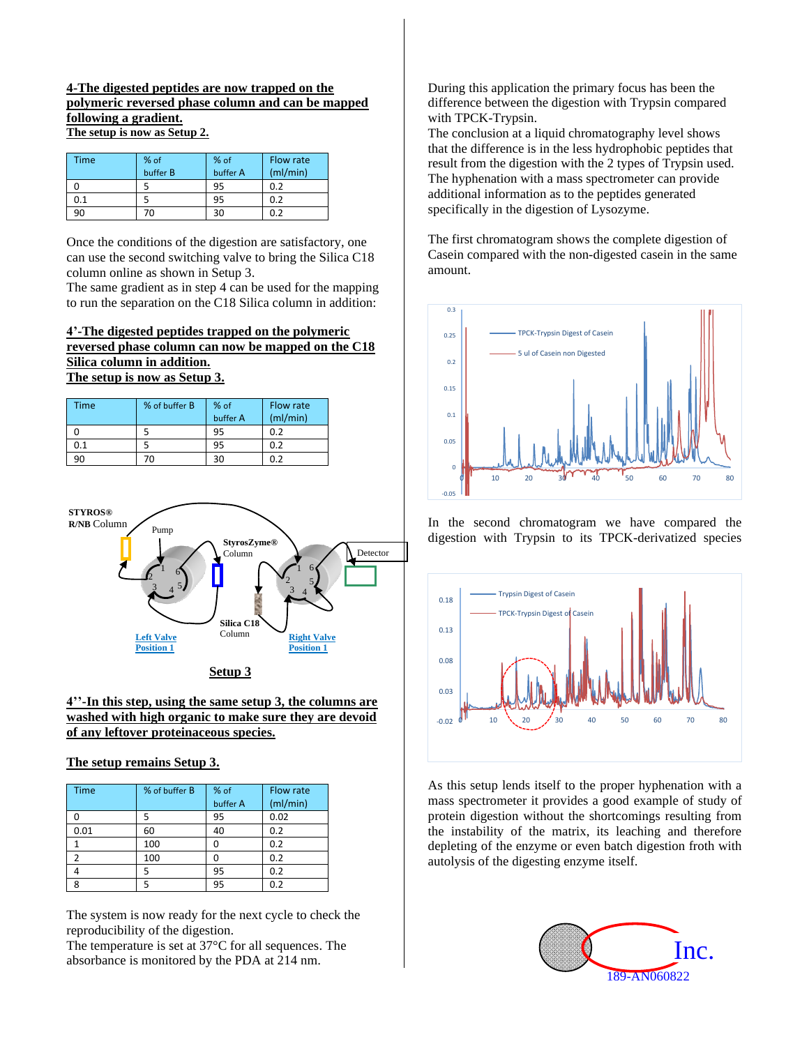**4-The digested peptides are now trapped on the polymeric reversed phase column and can be mapped following a gradient.**

**The setup is now as Setup 2.**

| Time | % of buffer B | % of buffer A | Flow rate (ml/min) |
|---|---|---|---|
| 0 | 5 | 95 | 0.2 |
| 0.1 | 5 | 95 | 0.2 |
| 90 | 70 | 30 | 0.2 |

Once the conditions of the digestion are satisfactory, one can use the second switching valve to bring the Silica C18 column online as shown in Setup 3.

The same gradient as in step 4 can be used for the mapping to run the separation on the C18 Silica column in addition:

**4'-The digested peptides trapped on the polymeric reversed phase column can now be mapped on the C18 Silica column in addition.**

**The setup is now as Setup 3.**

| Time | % of buffer B | % of buffer A | Flow rate (ml/min) |
|---|---|---|---|
| 0 | 5 | 95 | 0.2 |
| 0.1 | 5 | 95 | 0.2 |
| 90 | 70 | 30 | 0.2 |

STYROS® R/NB Column

Pump

StyrosZyme® Column

Detector

Silica C18 Column

Left Valve Position 1

Right Valve Position 1

**Setup 3**

**4''-In this step, using the same setup 3, the columns are washed with high organic to make sure they are devoid of any leftover proteinaceous species.**

**The setup remains Setup 3.**

| Time | % of buffer B | % of buffer A | Flow rate (ml/min) |
|---|---|---|---|
| 0 | 5 | 95 | 0.02 |
| 0.01 | 60 | 40 | 0.2 |
| 1 | 100 | 0 | 0.2 |
| 2 | 100 | 0 | 0.2 |
| 4 | 5 | 95 | 0.2 |
| 8 | 5 | 95 | 0.2 |

The system is now ready for the next cycle to check the reproducibility of the digestion.

The temperature is set at 37°C for all sequences. The absorbance is monitored by the PDA at 214 nm.

During this application the primary focus has been the difference between the digestion with Trypsin compared with TPCK-Trypsin.

The conclusion at a liquid chromatography level shows that the difference is in the less hydrophobic peptides that result from the digestion with the 2 types of Trypsin used.

The hyphenation with a mass spectrometer can provide additional information as to the peptides generated specifically in the digestion of Lysozyme.

The first chromatogram shows the complete digestion of Casein compared with the non-digested casein in the same amount.

TPCK-Trypsin Digest of Casein

5 ul of Casein non Digested

0.3, 0.25, 0.2, 0.15, 0.1, 0.05, 0, -0.05

0, 10, 20, 30, 40, 50, 60, 70, 80

In the second chromatogram we have compared the digestion with Trypsin to its TPCK-derivatized species

Trypsin Digest of Casein

TPCK-Trypsin Digest of Casein

0.18, 0.13, 0.08, 0.03, -0.02

0, 10, 20, 30, 40, 50, 60, 70, 80

As this setup lends itself to the proper hyphenation with a mass spectrometer it provides a good example of study of protein digestion without the shortcomings resulting from the instability of the matrix, its leaching and therefore depleting of the enzyme or even batch digestion froth with autolysis of the digesting enzyme itself.

Inc.

189-AN060822